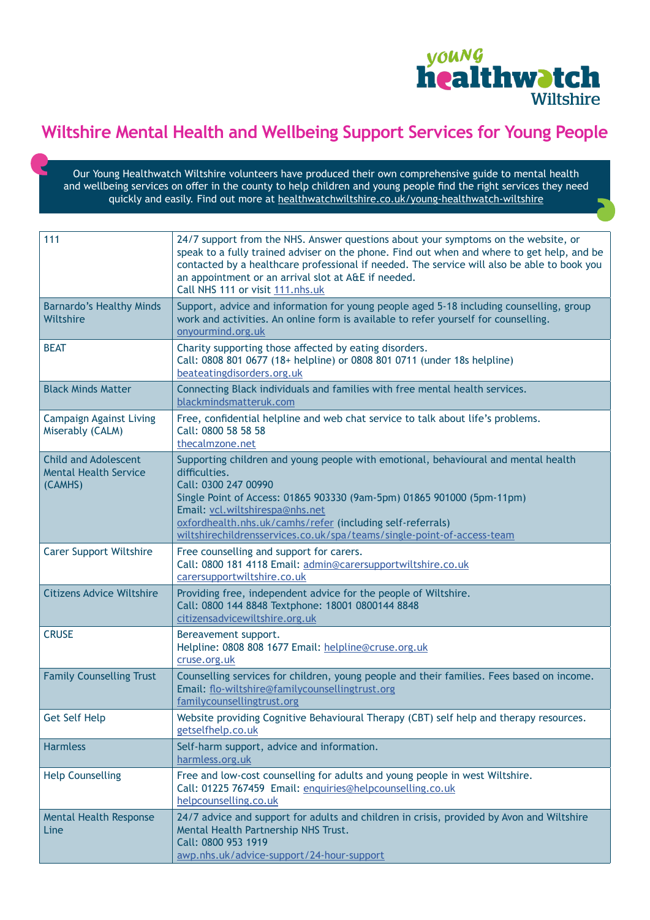# Wiltshire Mental Health and Wellbeing Support Services for Young People

Our Young Healthwatch Wiltshire volunteers have produced their own comprehensive guide to mental health and wellbeing services on offer in the county to help children and young people find the right services they need quickly and easily. Find out more at healthwatchwiltshire.co.uk/young-healthwatch-wiltshire

| | |
|---|---|
| 111 | 24/7 support from the NHS. Answer questions about your symptoms on the website, or speak to a fully trained adviser on the phone. Find out when and where to get help, and be contacted by a healthcare professional if needed. The service will also be able to book you an appointment or an arrival slot at A&E if needed.<br>Call NHS 111 or visit 111.nhs.uk |
| Barnardo's Healthy Minds Wiltshire | Support, advice and information for young people aged 5-18 including counselling, group work and activities. An online form is available to refer yourself for counselling.<br>onyourmind.org.uk |
| BEAT | Charity supporting those affected by eating disorders.<br>Call: 0808 801 0677 (18+ helpline) or 0808 801 0711 (under 18s helpline)<br>beateatingdisorders.org.uk |
| Black Minds Matter | Connecting Black individuals and families with free mental health services.<br>blackmindsmatteruk.com |
| Campaign Against Living Miserably (CALM) | Free, confidential helpline and web chat service to talk about life's problems.<br>Call: 0800 58 58 58<br>thecalmzone.net |
| Child and Adolescent Mental Health Service (CAMHS) | Supporting children and young people with emotional, behavioural and mental health difficulties.<br>Call: 0300 247 00990<br>Single Point of Access: 01865 903330 (9am-5pm) 01865 901000 (5pm-11pm)<br>Email: vcl.wiltshirespa@nhs.net<br>oxfordhealth.nhs.uk/camhs/refer (including self-referrals)<br>wiltshirechildrensservices.co.uk/spa/teams/single-point-of-access-team |
| Carer Support Wiltshire | Free counselling and support for carers.<br>Call: 0800 181 4118 Email: admin@carersupportwiltshire.co.uk<br>carersupportwiltshire.co.uk |
| Citizens Advice Wiltshire | Providing free, independent advice for the people of Wiltshire.<br>Call: 0800 144 8848 Textphone: 18001 0800144 8848<br>citizensadvicewiltshire.org.uk |
| CRUSE | Bereavement support.<br>Helpline: 0808 808 1677 Email: helpline@cruse.org.uk<br>cruse.org.uk |
| Family Counselling Trust | Counselling services for children, young people and their families. Fees based on income.<br>Email: flo-wiltshire@familycounsellingtrust.org<br>familycounsellingtrust.org |
| Get Self Help | Website providing Cognitive Behavioural Therapy (CBT) self help and therapy resources.<br>getselfhelp.co.uk |
| Harmless | Self-harm support, advice and information.<br>harmless.org.uk |
| Help Counselling | Free and low-cost counselling for adults and young people in west Wiltshire.<br>Call: 01225 767459 Email: enquiries@helpcounselling.co.uk<br>helpcounselling.co.uk |
| Mental Health Response Line | 24/7 advice and support for adults and children in crisis, provided by Avon and Wiltshire Mental Health Partnership NHS Trust.<br>Call: 0800 953 1919<br>awp.nhs.uk/advice-support/24-hour-support |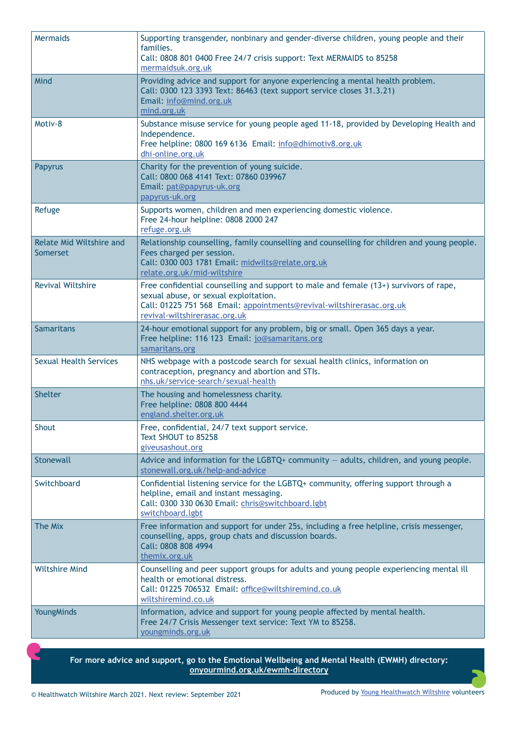| | |
|---|---|
| Mermaids | Supporting transgender, nonbinary and gender-diverse children, young people and their families.<br>Call: 0808 801 0400 Free 24/7 crisis support: Text MERMAIDS to 85258<br>mermaidsuk.org.uk |
| Mind | Providing advice and support for anyone experiencing a mental health problem.<br>Call: 0300 123 3393 Text: 86463 (text support service closes 31.3.21)<br>Email: info@mind.org.uk<br>mind.org.uk |
| Motiv-8 | Substance misuse service for young people aged 11-18, provided by Developing Health and Independence.<br>Free helpline: 0800 169 6136 Email: info@dhimotiv8.org.uk<br>dhi-online.org.uk |
| Papyrus | Charity for the prevention of young suicide.<br>Call: 0800 068 4141 Text: 07860 039967<br>Email: pat@papyrus-uk.org<br>papyrus-uk.org |
| Refuge | Supports women, children and men experiencing domestic violence.<br>Free 24-hour helpline: 0808 2000 247<br>refuge.org.uk |
| Relate Mid Wiltshire and Somerset | Relationship counselling, family counselling and counselling for children and young people.<br>Fees charged per session.<br>Call: 0300 003 1781 Email: midwilts@relate.org.uk<br>relate.org.uk/mid-wiltshire |
| Revival Wiltshire | Free confidential counselling and support to male and female (13+) survivors of rape, sexual abuse, or sexual exploitation.<br>Call: 01225 751 568 Email: appointments@revival-wiltshirerasac.org.uk<br>revival-wiltshirerasac.org.uk |
| Samaritans | 24-hour emotional support for any problem, big or small. Open 365 days a year.<br>Free helpline: 116 123 Email: jo@samaritans.org<br>samaritans.org |
| Sexual Health Services | NHS webpage with a postcode search for sexual health clinics, information on contraception, pregnancy and abortion and STIs.<br>nhs.uk/service-search/sexual-health |
| Shelter | The housing and homelessness charity.<br>Free helpline: 0808 800 4444<br>england.shelter.org.uk |
| Shout | Free, confidential, 24/7 text support service.<br>Text SHOUT to 85258<br>giveusashout.org |
| Stonewall | Advice and information for the LGBTQ+ community — adults, children, and young people.<br>stonewall.org.uk/help-and-advice |
| Switchboard | Confidential listening service for the LGBTQ+ community, offering support through a helpline, email and instant messaging.<br>Call: 0300 330 0630 Email: chris@switchboard.lgbt<br>switchboard.lgbt |
| The Mix | Free information and support for under 25s, including a free helpline, crisis messenger, counselling, apps, group chats and discussion boards.<br>Call: 0808 808 4994<br>themix.org.uk |
| Wiltshire Mind | Counselling and peer support groups for adults and young people experiencing mental ill health or emotional distress.<br>Call: 01225 706532 Email: office@wiltshiremind.co.uk<br>wiltshiremind.co.uk |
| YoungMinds | Information, advice and support for young people affected by mental health.<br>Free 24/7 Crisis Messenger text service: Text YM to 85258.<br>youngminds.org.uk |

**For more advice and support, go to the Emotional Wellbeing and Mental Health (EWMH) directory: onyourmind.org.uk/ewmh-directory**

© Healthwatch Wiltshire March 2021. Next review: September 2021

Produced by Young Healthwatch Wiltshire volunteers